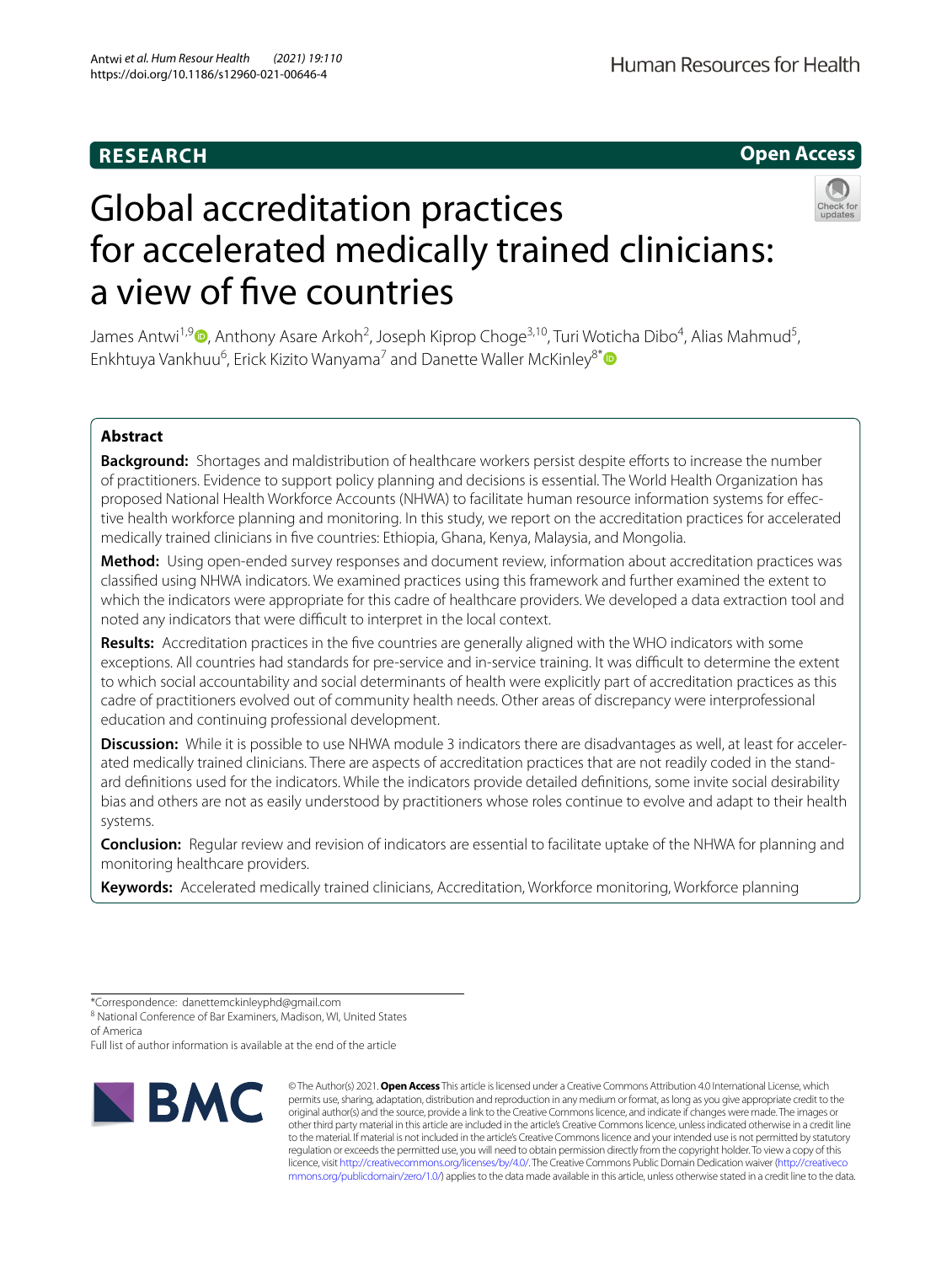**RESEARCH** **Open Access**

# Global accreditation practices for accelerated medically trained clinicians: a view of five countries

James Antwi[1,9], Anthony Asare Arkoh[2], Joseph Kiprop Choge[3,10], Turi Woticha Dibo[4], Alias Mahmud[5], Enkhtuya Vankhuu[6], Erick Kizito Wanyama[7] and Danette Waller McKinley[8*]

## Abstract

**Background:** Shortages and maldistribution of healthcare workers persist despite efforts to increase the number of practitioners. Evidence to support policy planning and decisions is essential. The World Health Organization has proposed National Health Workforce Accounts (NHWA) to facilitate human resource information systems for effective health workforce planning and monitoring. In this study, we report on the accreditation practices for accelerated medically trained clinicians in five countries: Ethiopia, Ghana, Kenya, Malaysia, and Mongolia.

**Method:** Using open-ended survey responses and document review, information about accreditation practices was classified using NHWA indicators. We examined practices using this framework and further examined the extent to which the indicators were appropriate for this cadre of healthcare providers. We developed a data extraction tool and noted any indicators that were difficult to interpret in the local context.

**Results:** Accreditation practices in the five countries are generally aligned with the WHO indicators with some exceptions. All countries had standards for pre-service and in-service training. It was difficult to determine the extent to which social accountability and social determinants of health were explicitly part of accreditation practices as this cadre of practitioners evolved out of community health needs. Other areas of discrepancy were interprofessional education and continuing professional development.

**Discussion:** While it is possible to use NHWA module 3 indicators there are disadvantages as well, at least for accelerated medically trained clinicians. There are aspects of accreditation practices that are not readily coded in the standard definitions used for the indicators. While the indicators provide detailed definitions, some invite social desirability bias and others are not as easily understood by practitioners whose roles continue to evolve and adapt to their health systems.

**Conclusion:** Regular review and revision of indicators are essential to facilitate uptake of the NHWA for planning and monitoring healthcare providers.

**Keywords:** Accelerated medically trained clinicians, Accreditation, Workforce monitoring, Workforce planning

*Correspondence: danettemckinleyphd@gmail.com
[8] National Conference of Bar Examiners, Madison, WI, United States of America
Full list of author information is available at the end of the article

© The Author(s) 2021. **Open Access** This article is licensed under a Creative Commons Attribution 4.0 International License, which permits use, sharing, adaptation, distribution and reproduction in any medium or format, as long as you give appropriate credit to the original author(s) and the source, provide a link to the Creative Commons licence, and indicate if changes were made. The images or other third party material in this article are included in the article's Creative Commons licence, unless indicated otherwise in a credit line to the material. If material is not included in the article's Creative Commons licence and your intended use is not permitted by statutory regulation or exceeds the permitted use, you will need to obtain permission directly from the copyright holder. To view a copy of this licence, visit http://creativecommons.org/licenses/by/4.0/. The Creative Commons Public Domain Dedication waiver (http://creativecommons.org/publicdomain/zero/1.0/) applies to the data made available in this article, unless otherwise stated in a credit line to the data.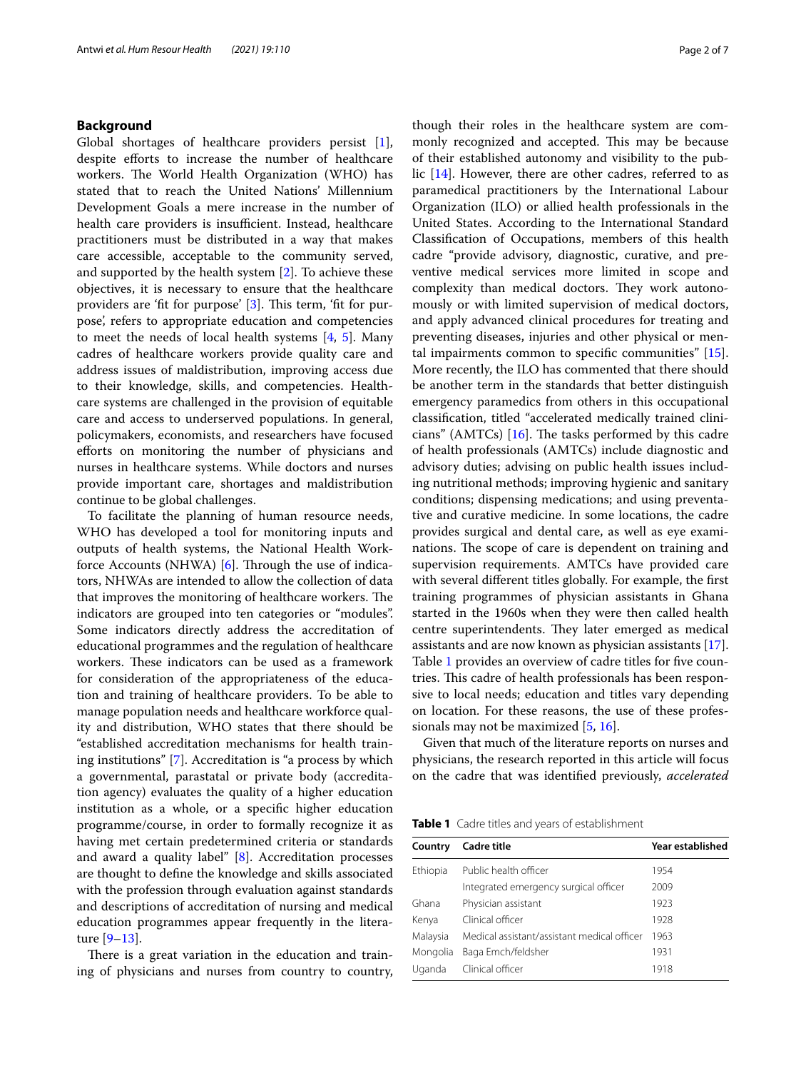## Background

Global shortages of healthcare providers persist [1], despite efforts to increase the number of healthcare workers. The World Health Organization (WHO) has stated that to reach the United Nations' Millennium Development Goals a mere increase in the number of health care providers is insufficient. Instead, healthcare practitioners must be distributed in a way that makes care accessible, acceptable to the community served, and supported by the health system [2]. To achieve these objectives, it is necessary to ensure that the healthcare providers are 'fit for purpose' [3]. This term, 'fit for purpose', refers to appropriate education and competencies to meet the needs of local health systems [4, 5]. Many cadres of healthcare workers provide quality care and address issues of maldistribution, improving access due to their knowledge, skills, and competencies. Healthcare systems are challenged in the provision of equitable care and access to underserved populations. In general, policymakers, economists, and researchers have focused efforts on monitoring the number of physicians and nurses in healthcare systems. While doctors and nurses provide important care, shortages and maldistribution continue to be global challenges.

To facilitate the planning of human resource needs, WHO has developed a tool for monitoring inputs and outputs of health systems, the National Health Workforce Accounts (NHWA) [6]. Through the use of indicators, NHWAs are intended to allow the collection of data that improves the monitoring of healthcare workers. The indicators are grouped into ten categories or "modules". Some indicators directly address the accreditation of educational programmes and the regulation of healthcare workers. These indicators can be used as a framework for consideration of the appropriateness of the education and training of healthcare providers. To be able to manage population needs and healthcare workforce quality and distribution, WHO states that there should be "established accreditation mechanisms for health training institutions" [7]. Accreditation is "a process by which a governmental, parastatal or private body (accreditation agency) evaluates the quality of a higher education institution as a whole, or a specific higher education programme/course, in order to formally recognize it as having met certain predetermined criteria or standards and award a quality label" [8]. Accreditation processes are thought to define the knowledge and skills associated with the profession through evaluation against standards and descriptions of accreditation of nursing and medical education programmes appear frequently in the literature [9–13].

There is a great variation in the education and training of physicians and nurses from country to country, though their roles in the healthcare system are commonly recognized and accepted. This may be because of their established autonomy and visibility to the public [14]. However, there are other cadres, referred to as paramedical practitioners by the International Labour Organization (ILO) or allied health professionals in the United States. According to the International Standard Classification of Occupations, members of this health cadre "provide advisory, diagnostic, curative, and preventive medical services more limited in scope and complexity than medical doctors. They work autonomously or with limited supervision of medical doctors, and apply advanced clinical procedures for treating and preventing diseases, injuries and other physical or mental impairments common to specific communities" [15]. More recently, the ILO has commented that there should be another term in the standards that better distinguish emergency paramedics from others in this occupational classification, titled "accelerated medically trained clinicians" (AMTCs) [16]. The tasks performed by this cadre of health professionals (AMTCs) include diagnostic and advisory duties; advising on public health issues including nutritional methods; improving hygienic and sanitary conditions; dispensing medications; and using preventative and curative medicine. In some locations, the cadre provides surgical and dental care, as well as eye examinations. The scope of care is dependent on training and supervision requirements. AMTCs have provided care with several different titles globally. For example, the first training programmes of physician assistants in Ghana started in the 1960s when they were then called health centre superintendents. They later emerged as medical assistants and are now known as physician assistants [17]. Table 1 provides an overview of cadre titles for five countries. This cadre of health professionals has been responsive to local needs; education and titles vary depending on location. For these reasons, the use of these professionals may not be maximized [5, 16].

Given that much of the literature reports on nurses and physicians, the research reported in this article will focus on the cadre that was identified previously, *accelerated*

**Table 1** Cadre titles and years of establishment

| Country | Cadre title | Year established |
|---|---|---|
| Ethiopia | Public health officer | 1954 |
| | Integrated emergency surgical officer | 2009 |
| Ghana | Physician assistant | 1923 |
| Kenya | Clinical officer | 1928 |
| Malaysia | Medical assistant/assistant medical officer | 1963 |
| Mongolia | Baga Emch/feldsher | 1931 |
| Uganda | Clinical officer | 1918 |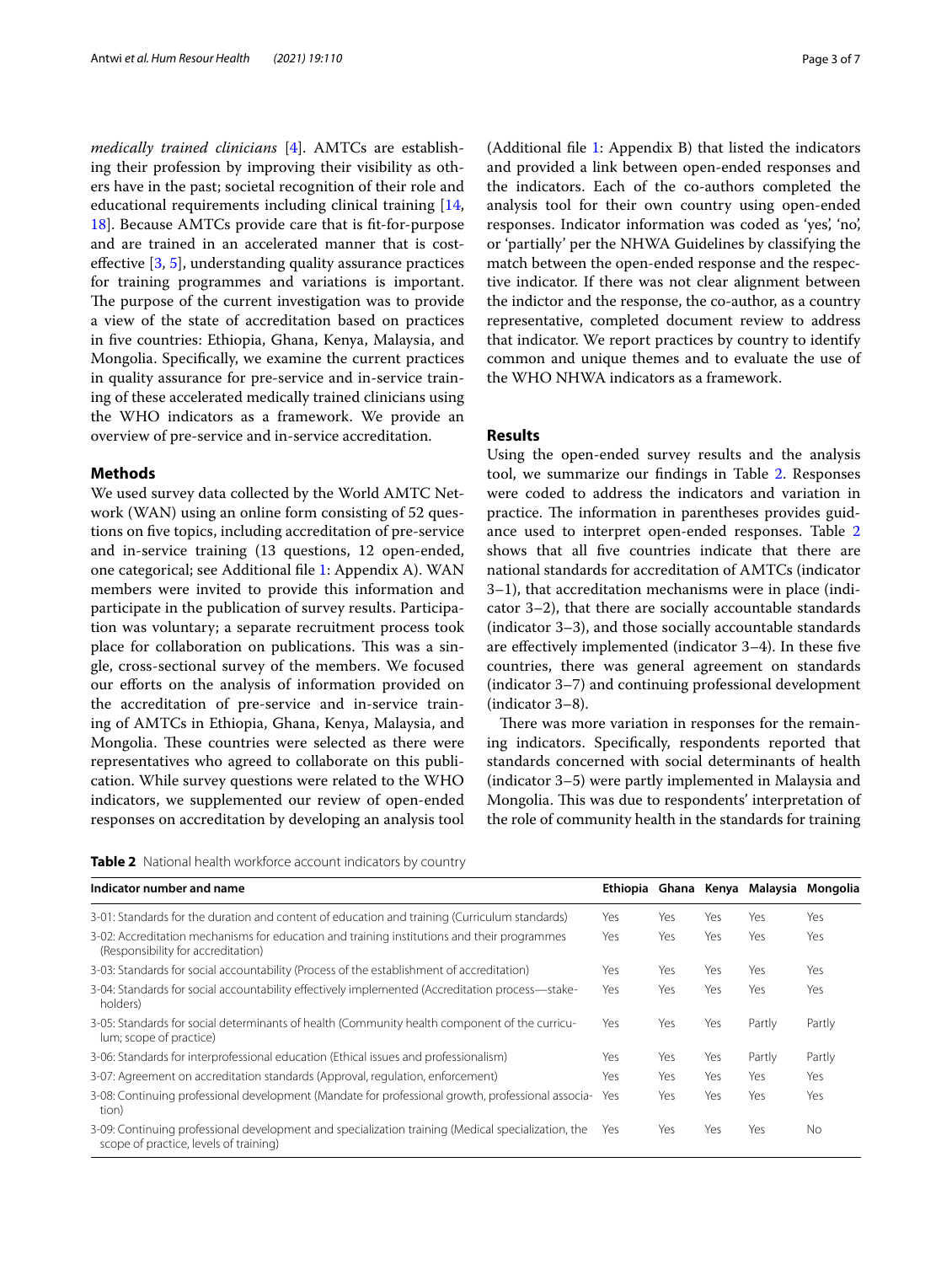*medically trained clinicians* [4]. AMTCs are establishing their profession by improving their visibility as others have in the past; societal recognition of their role and educational requirements including clinical training [14, 18]. Because AMTCs provide care that is fit-for-purpose and are trained in an accelerated manner that is cost-effective [3, 5], understanding quality assurance practices for training programmes and variations is important. The purpose of the current investigation was to provide a view of the state of accreditation based on practices in five countries: Ethiopia, Ghana, Kenya, Malaysia, and Mongolia. Specifically, we examine the current practices in quality assurance for pre-service and in-service training of these accelerated medically trained clinicians using the WHO indicators as a framework. We provide an overview of pre-service and in-service accreditation.

## Methods

We used survey data collected by the World AMTC Network (WAN) using an online form consisting of 52 questions on five topics, including accreditation of pre-service and in-service training (13 questions, 12 open-ended, one categorical; see Additional file 1: Appendix A). WAN members were invited to provide this information and participate in the publication of survey results. Participation was voluntary; a separate recruitment process took place for collaboration on publications. This was a single, cross-sectional survey of the members. We focused our efforts on the analysis of information provided on the accreditation of pre-service and in-service training of AMTCs in Ethiopia, Ghana, Kenya, Malaysia, and Mongolia. These countries were selected as there were representatives who agreed to collaborate on this publication. While survey questions were related to the WHO indicators, we supplemented our review of open-ended responses on accreditation by developing an analysis tool (Additional file 1: Appendix B) that listed the indicators and provided a link between open-ended responses and the indicators. Each of the co-authors completed the analysis tool for their own country using open-ended responses. Indicator information was coded as 'yes', 'no', or 'partially' per the NHWA Guidelines by classifying the match between the open-ended response and the respective indicator. If there was not clear alignment between the indictor and the response, the co-author, as a country representative, completed document review to address that indicator. We report practices by country to identify common and unique themes and to evaluate the use of the WHO NHWA indicators as a framework.

## Results

Using the open-ended survey results and the analysis tool, we summarize our findings in Table 2. Responses were coded to address the indicators and variation in practice. The information in parentheses provides guidance used to interpret open-ended responses. Table 2 shows that all five countries indicate that there are national standards for accreditation of AMTCs (indicator 3–1), that accreditation mechanisms were in place (indicator 3–2), that there are socially accountable standards (indicator 3–3), and those socially accountable standards are effectively implemented (indicator 3–4). In these five countries, there was general agreement on standards (indicator 3–7) and continuing professional development (indicator 3–8).

There was more variation in responses for the remaining indicators. Specifically, respondents reported that standards concerned with social determinants of health (indicator 3–5) were partly implemented in Malaysia and Mongolia. This was due to respondents' interpretation of the role of community health in the standards for training

**Table 2** National health workforce account indicators by country

| Indicator number and name | Ethiopia | Ghana | Kenya | Malaysia | Mongolia |
|---|---|---|---|---|---|
| 3-01: Standards for the duration and content of education and training (Curriculum standards) | Yes | Yes | Yes | Yes | Yes |
| 3-02: Accreditation mechanisms for education and training institutions and their programmes (Responsibility for accreditation) | Yes | Yes | Yes | Yes | Yes |
| 3-03: Standards for social accountability (Process of the establishment of accreditation) | Yes | Yes | Yes | Yes | Yes |
| 3-04: Standards for social accountability effectively implemented (Accreditation process—stakeholders) | Yes | Yes | Yes | Yes | Yes |
| 3-05: Standards for social determinants of health (Community health component of the curriculum; scope of practice) | Yes | Yes | Yes | Partly | Partly |
| 3-06: Standards for interprofessional education (Ethical issues and professionalism) | Yes | Yes | Yes | Partly | Partly |
| 3-07: Agreement on accreditation standards (Approval, regulation, enforcement) | Yes | Yes | Yes | Yes | Yes |
| 3-08: Continuing professional development (Mandate for professional growth, professional association) | Yes | Yes | Yes | Yes | Yes |
| 3-09: Continuing professional development and specialization training (Medical specialization, the scope of practice, levels of training) | Yes | Yes | Yes | Yes | No |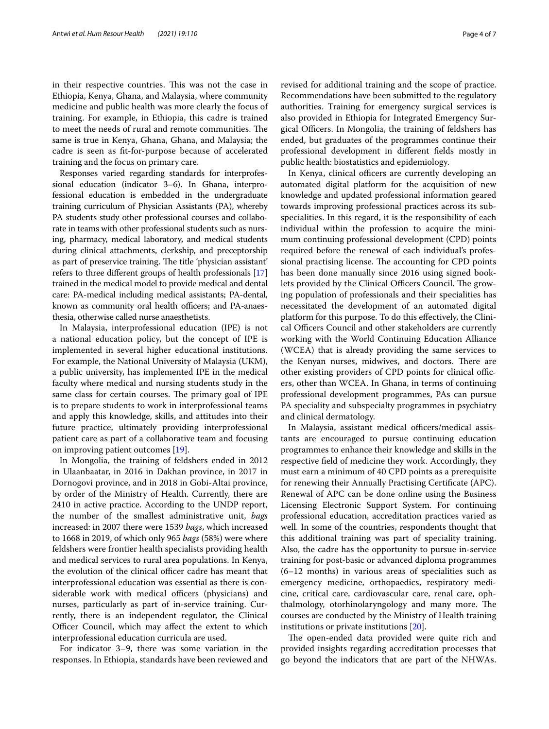in their respective countries. This was not the case in Ethiopia, Kenya, Ghana, and Malaysia, where community medicine and public health was more clearly the focus of training. For example, in Ethiopia, this cadre is trained to meet the needs of rural and remote communities. The same is true in Kenya, Ghana, Ghana, and Malaysia; the cadre is seen as fit-for-purpose because of accelerated training and the focus on primary care.

Responses varied regarding standards for interprofessional education (indicator 3–6). In Ghana, interprofessional education is embedded in the undergraduate training curriculum of Physician Assistants (PA), whereby PA students study other professional courses and collaborate in teams with other professional students such as nursing, pharmacy, medical laboratory, and medical students during clinical attachments, clerkship, and preceptorship as part of preservice training. The title 'physician assistant' refers to three different groups of health professionals [17] trained in the medical model to provide medical and dental care: PA-medical including medical assistants; PA-dental, known as community oral health officers; and PA-anaesthesia, otherwise called nurse anaesthetists.

In Malaysia, interprofessional education (IPE) is not a national education policy, but the concept of IPE is implemented in several higher educational institutions. For example, the National University of Malaysia (UKM), a public university, has implemented IPE in the medical faculty where medical and nursing students study in the same class for certain courses. The primary goal of IPE is to prepare students to work in interprofessional teams and apply this knowledge, skills, and attitudes into their future practice, ultimately providing interprofessional patient care as part of a collaborative team and focusing on improving patient outcomes [19].

In Mongolia, the training of feldshers ended in 2012 in Ulaanbaatar, in 2016 in Dakhan province, in 2017 in Dornogovi province, and in 2018 in Gobi-Altai province, by order of the Ministry of Health. Currently, there are 2410 in active practice. According to the UNDP report, the number of the smallest administrative unit, *bags* increased: in 2007 there were 1539 *bags*, which increased to 1668 in 2019, of which only 965 *bags* (58%) were where feldshers were frontier health specialists providing health and medical services to rural area populations. In Kenya, the evolution of the clinical officer cadre has meant that interprofessional education was essential as there is considerable work with medical officers (physicians) and nurses, particularly as part of in-service training. Currently, there is an independent regulator, the Clinical Officer Council, which may affect the extent to which interprofessional education curricula are used.

For indicator 3–9, there was some variation in the responses. In Ethiopia, standards have been reviewed and revised for additional training and the scope of practice. Recommendations have been submitted to the regulatory authorities. Training for emergency surgical services is also provided in Ethiopia for Integrated Emergency Surgical Officers. In Mongolia, the training of feldshers has ended, but graduates of the programmes continue their professional development in different fields mostly in public health: biostatistics and epidemiology.

In Kenya, clinical officers are currently developing an automated digital platform for the acquisition of new knowledge and updated professional information geared towards improving professional practices across its subspecialities. In this regard, it is the responsibility of each individual within the profession to acquire the minimum continuing professional development (CPD) points required before the renewal of each individual's professional practising license. The accounting for CPD points has been done manually since 2016 using signed booklets provided by the Clinical Officers Council. The growing population of professionals and their specialities has necessitated the development of an automated digital platform for this purpose. To do this effectively, the Clinical Officers Council and other stakeholders are currently working with the World Continuing Education Alliance (WCEA) that is already providing the same services to the Kenyan nurses, midwives, and doctors. There are other existing providers of CPD points for clinical officers, other than WCEA. In Ghana, in terms of continuing professional development programmes, PAs can pursue PA speciality and subspecialty programmes in psychiatry and clinical dermatology.

In Malaysia, assistant medical officers/medical assistants are encouraged to pursue continuing education programmes to enhance their knowledge and skills in the respective field of medicine they work. Accordingly, they must earn a minimum of 40 CPD points as a prerequisite for renewing their Annually Practising Certificate (APC). Renewal of APC can be done online using the Business Licensing Electronic Support System. For continuing professional education, accreditation practices varied as well. In some of the countries, respondents thought that this additional training was part of speciality training. Also, the cadre has the opportunity to pursue in-service training for post-basic or advanced diploma programmes (6–12 months) in various areas of specialities such as emergency medicine, orthopaedics, respiratory medicine, critical care, cardiovascular care, renal care, ophthalmology, otorhinolaryngology and many more. The courses are conducted by the Ministry of Health training institutions or private institutions [20].

The open-ended data provided were quite rich and provided insights regarding accreditation processes that go beyond the indicators that are part of the NHWAs.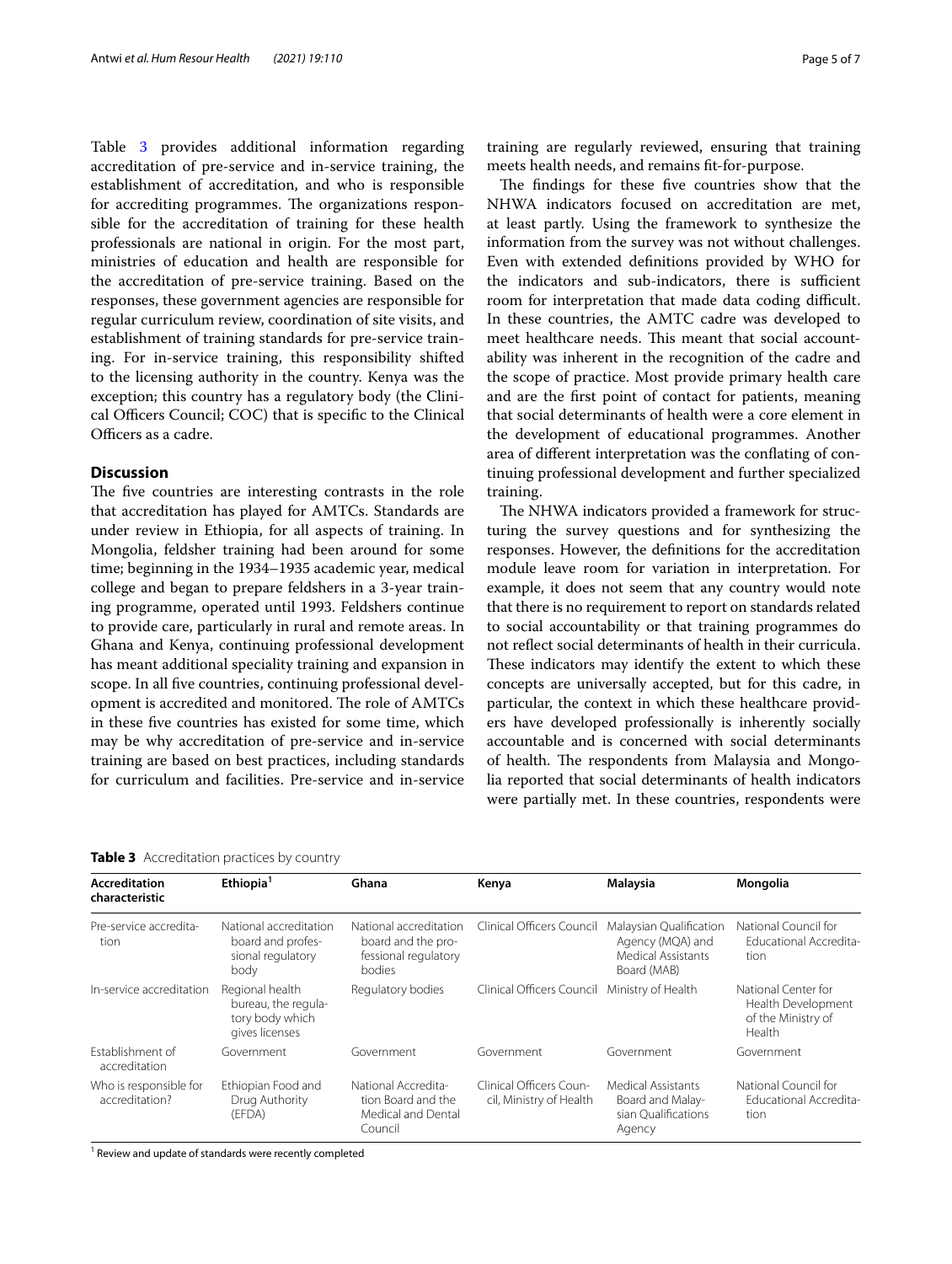Table 3 provides additional information regarding accreditation of pre-service and in-service training, the establishment of accreditation, and who is responsible for accrediting programmes. The organizations responsible for the accreditation of training for these health professionals are national in origin. For the most part, ministries of education and health are responsible for the accreditation of pre-service training. Based on the responses, these government agencies are responsible for regular curriculum review, coordination of site visits, and establishment of training standards for pre-service training. For in-service training, this responsibility shifted to the licensing authority in the country. Kenya was the exception; this country has a regulatory body (the Clinical Officers Council; COC) that is specific to the Clinical Officers as a cadre.

## Discussion

The five countries are interesting contrasts in the role that accreditation has played for AMTCs. Standards are under review in Ethiopia, for all aspects of training. In Mongolia, feldsher training had been around for some time; beginning in the 1934–1935 academic year, medical college and began to prepare feldshers in a 3-year training programme, operated until 1993. Feldshers continue to provide care, particularly in rural and remote areas. In Ghana and Kenya, continuing professional development has meant additional speciality training and expansion in scope. In all five countries, continuing professional development is accredited and monitored. The role of AMTCs in these five countries has existed for some time, which may be why accreditation of pre-service and in-service training are based on best practices, including standards for curriculum and facilities. Pre-service and in-service training are regularly reviewed, ensuring that training meets health needs, and remains fit-for-purpose.

The findings for these five countries show that the NHWA indicators focused on accreditation are met, at least partly. Using the framework to synthesize the information from the survey was not without challenges. Even with extended definitions provided by WHO for the indicators and sub-indicators, there is sufficient room for interpretation that made data coding difficult. In these countries, the AMTC cadre was developed to meet healthcare needs. This meant that social accountability was inherent in the recognition of the cadre and the scope of practice. Most provide primary health care and are the first point of contact for patients, meaning that social determinants of health were a core element in the development of educational programmes. Another area of different interpretation was the conflating of continuing professional development and further specialized training.

The NHWA indicators provided a framework for structuring the survey questions and for synthesizing the responses. However, the definitions for the accreditation module leave room for variation in interpretation. For example, it does not seem that any country would note that there is no requirement to report on standards related to social accountability or that training programmes do not reflect social determinants of health in their curricula. These indicators may identify the extent to which these concepts are universally accepted, but for this cadre, in particular, the context in which these healthcare providers have developed professionally is inherently socially accountable and is concerned with social determinants of health. The respondents from Malaysia and Mongolia reported that social determinants of health indicators were partially met. In these countries, respondents were

**Table 3** Accreditation practices by country

| Accreditation characteristic | Ethiopia[1] | Ghana | Kenya | Malaysia | Mongolia |
|---|---|---|---|---|---|
| Pre-service accreditation | National accreditation board and professional regulatory body | National accreditation board and the professional regulatory bodies | Clinical Officers Council | Malaysian Qualification Agency (MQA) and Medical Assistants Board (MAB) | National Council for Educational Accreditation |
| In-service accreditation | Regional health bureau, the regulatory body which gives licenses | Regulatory bodies | Clinical Officers Council | Ministry of Health | National Center for Health Development of the Ministry of Health |
| Establishment of accreditation | Government | Government | Government | Government | Government |
| Who is responsible for accreditation? | Ethiopian Food and Drug Authority (EFDA) | National Accreditation Board and the Medical and Dental Council | Clinical Officers Council, Ministry of Health | Medical Assistants Board and Malaysian Qualifications Agency | National Council for Educational Accreditation |

[1] Review and update of standards were recently completed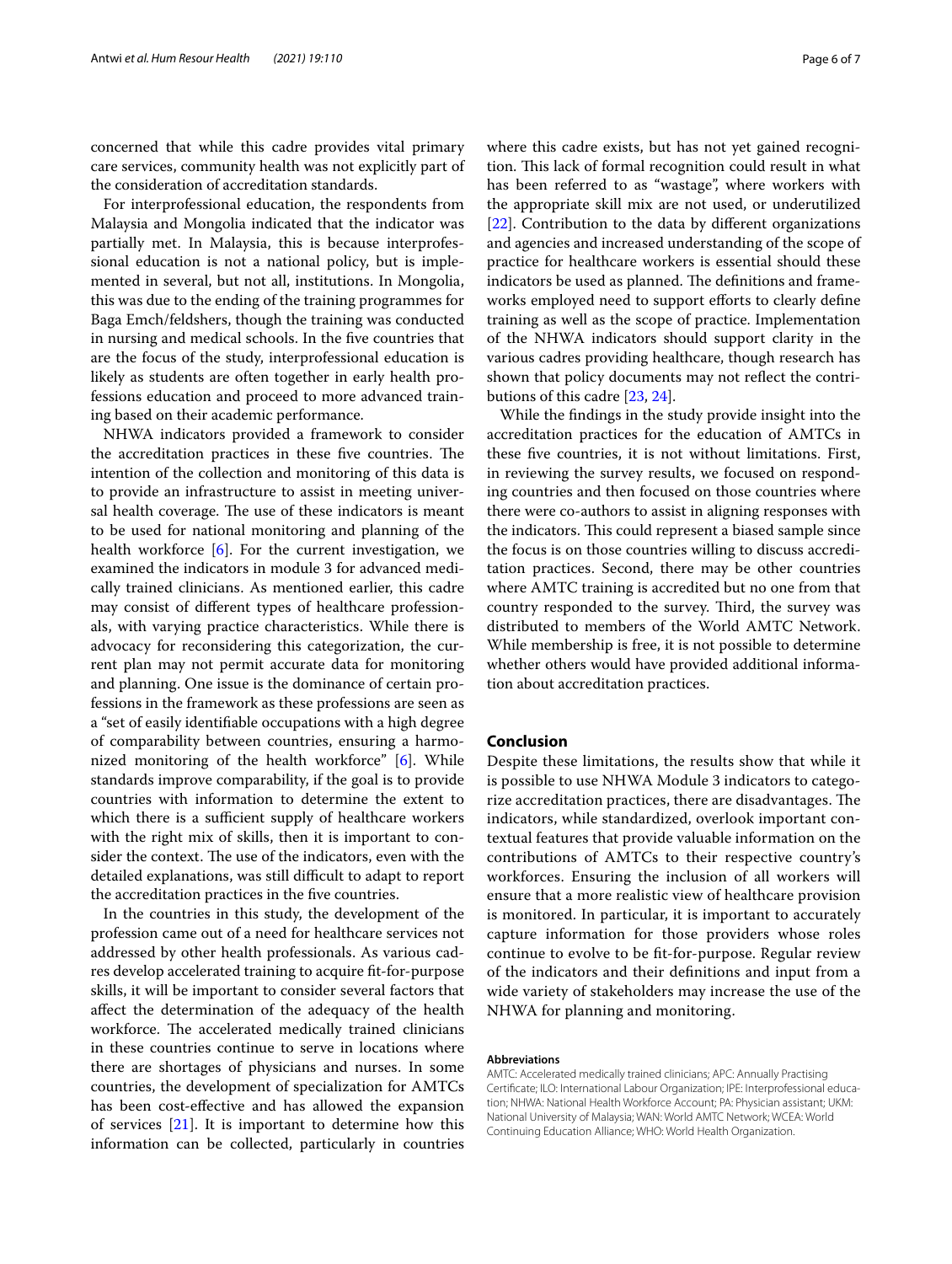concerned that while this cadre provides vital primary care services, community health was not explicitly part of the consideration of accreditation standards.

For interprofessional education, the respondents from Malaysia and Mongolia indicated that the indicator was partially met. In Malaysia, this is because interprofessional education is not a national policy, but is implemented in several, but not all, institutions. In Mongolia, this was due to the ending of the training programmes for Baga Emch/feldshers, though the training was conducted in nursing and medical schools. In the five countries that are the focus of the study, interprofessional education is likely as students are often together in early health professions education and proceed to more advanced training based on their academic performance.

NHWA indicators provided a framework to consider the accreditation practices in these five countries. The intention of the collection and monitoring of this data is to provide an infrastructure to assist in meeting universal health coverage. The use of these indicators is meant to be used for national monitoring and planning of the health workforce [6]. For the current investigation, we examined the indicators in module 3 for advanced medically trained clinicians. As mentioned earlier, this cadre may consist of different types of healthcare professionals, with varying practice characteristics. While there is advocacy for reconsidering this categorization, the current plan may not permit accurate data for monitoring and planning. One issue is the dominance of certain professions in the framework as these professions are seen as a "set of easily identifiable occupations with a high degree of comparability between countries, ensuring a harmonized monitoring of the health workforce" [6]. While standards improve comparability, if the goal is to provide countries with information to determine the extent to which there is a sufficient supply of healthcare workers with the right mix of skills, then it is important to consider the context. The use of the indicators, even with the detailed explanations, was still difficult to adapt to report the accreditation practices in the five countries.

In the countries in this study, the development of the profession came out of a need for healthcare services not addressed by other health professionals. As various cadres develop accelerated training to acquire fit-for-purpose skills, it will be important to consider several factors that affect the determination of the adequacy of the health workforce. The accelerated medically trained clinicians in these countries continue to serve in locations where there are shortages of physicians and nurses. In some countries, the development of specialization for AMTCs has been cost-effective and has allowed the expansion of services [21]. It is important to determine how this information can be collected, particularly in countries where this cadre exists, but has not yet gained recognition. This lack of formal recognition could result in what has been referred to as "wastage", where workers with the appropriate skill mix are not used, or underutilized [22]. Contribution to the data by different organizations and agencies and increased understanding of the scope of practice for healthcare workers is essential should these indicators be used as planned. The definitions and frameworks employed need to support efforts to clearly define training as well as the scope of practice. Implementation of the NHWA indicators should support clarity in the various cadres providing healthcare, though research has shown that policy documents may not reflect the contributions of this cadre [23, 24].

While the findings in the study provide insight into the accreditation practices for the education of AMTCs in these five countries, it is not without limitations. First, in reviewing the survey results, we focused on responding countries and then focused on those countries where there were co-authors to assist in aligning responses with the indicators. This could represent a biased sample since the focus is on those countries willing to discuss accreditation practices. Second, there may be other countries where AMTC training is accredited but no one from that country responded to the survey. Third, the survey was distributed to members of the World AMTC Network. While membership is free, it is not possible to determine whether others would have provided additional information about accreditation practices.

## Conclusion

Despite these limitations, the results show that while it is possible to use NHWA Module 3 indicators to categorize accreditation practices, there are disadvantages. The indicators, while standardized, overlook important contextual features that provide valuable information on the contributions of AMTCs to their respective country's workforces. Ensuring the inclusion of all workers will ensure that a more realistic view of healthcare provision is monitored. In particular, it is important to accurately capture information for those providers whose roles continue to evolve to be fit-for-purpose. Regular review of the indicators and their definitions and input from a wide variety of stakeholders may increase the use of the NHWA for planning and monitoring.

#### Abbreviations

AMTC: Accelerated medically trained clinicians; APC: Annually Practising Certificate; ILO: International Labour Organization; IPE: Interprofessional education; NHWA: National Health Workforce Account; PA: Physician assistant; UKM: National University of Malaysia; WAN: World AMTC Network; WCEA: World Continuing Education Alliance; WHO: World Health Organization.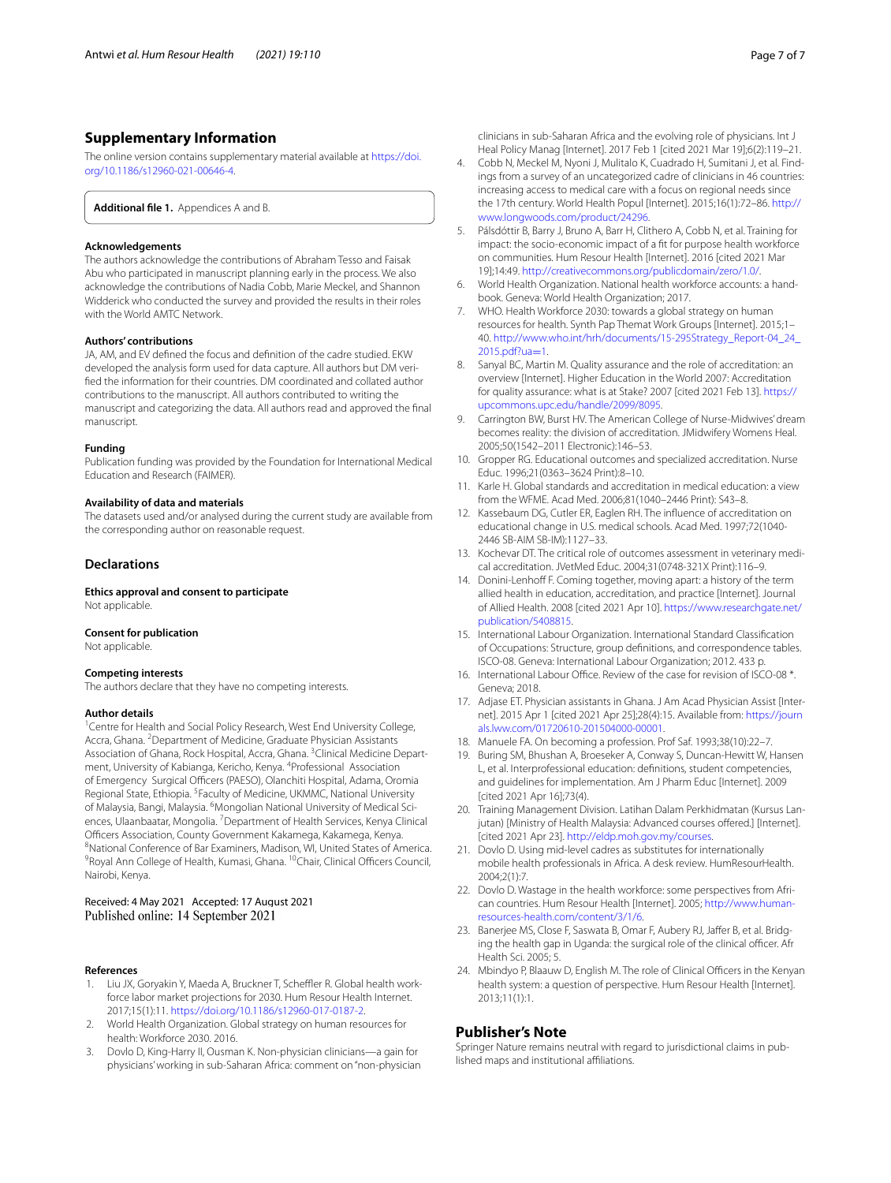## Supplementary Information

The online version contains supplementary material available at https://doi.org/10.1186/s12960-021-00646-4.

**Additional file 1.** Appendices A and B.

#### Acknowledgements

The authors acknowledge the contributions of Abraham Tesso and Faisak Abu who participated in manuscript planning early in the process. We also acknowledge the contributions of Nadia Cobb, Marie Meckel, and Shannon Widderick who conducted the survey and provided the results in their roles with the World AMTC Network.

#### Authors' contributions

JA, AM, and EV defined the focus and definition of the cadre studied. EKW developed the analysis form used for data capture. All authors but DM verified the information for their countries. DM coordinated and collated author contributions to the manuscript. All authors contributed to writing the manuscript and categorizing the data. All authors read and approved the final manuscript.

#### Funding

Publication funding was provided by the Foundation for International Medical Education and Research (FAIMER).

#### Availability of data and materials

The datasets used and/or analysed during the current study are available from the corresponding author on reasonable request.

## Declarations

#### Ethics approval and consent to participate

Not applicable.

#### Consent for publication

Not applicable.

#### Competing interests

The authors declare that they have no competing interests.

#### Author details

[1]Centre for Health and Social Policy Research, West End University College, Accra, Ghana. [2]Department of Medicine, Graduate Physician Assistants Association of Ghana, Rock Hospital, Accra, Ghana. [3]Clinical Medicine Department, University of Kabianga, Kericho, Kenya. [4]Professional Association of Emergency Surgical Officers (PAESO), Olanchiti Hospital, Adama, Oromia Regional State, Ethiopia. [5]Faculty of Medicine, UKMMC, National University of Malaysia, Bangi, Malaysia. [6]Mongolian National University of Medical Sciences, Ulaanbaatar, Mongolia. [7]Department of Health Services, Kenya Clinical Officers Association, County Government Kakamega, Kakamega, Kenya. [8]National Conference of Bar Examiners, Madison, WI, United States of America. [9]Royal Ann College of Health, Kumasi, Ghana. [10]Chair, Clinical Officers Council, Nairobi, Kenya.

Received: 4 May 2021 Accepted: 17 August 2021
Published online: 14 September 2021

#### References

1. Liu JX, Goryakin Y, Maeda A, Bruckner T, Scheffler R. Global health workforce labor market projections for 2030. Hum Resour Health Internet. 2017;15(1):11. https://doi.org/10.1186/s12960-017-0187-2.
2. World Health Organization. Global strategy on human resources for health: Workforce 2030. 2016.
3. Dovlo D, King-Harry II, Ousman K. Non-physician clinicians—a gain for physicians' working in sub-Saharan Africa: comment on "non-physician clinicians in sub-Saharan Africa and the evolving role of physicians. Int J Heal Policy Manag [Internet]. 2017 Feb 1 [cited 2021 Mar 19];6(2):119–21.
4. Cobb N, Meckel M, Nyoni J, Mulitalo K, Cuadrado H, Sumitani J, et al. Findings from a survey of an uncategorized cadre of clinicians in 46 countries: increasing access to medical care with a focus on regional needs since the 17th century. World Health Popul [Internet]. 2015;16(1):72–86. http://www.longwoods.com/product/24296.
5. Pálsdóttir B, Barry J, Bruno A, Barr H, Clithero A, Cobb N, et al. Training for impact: the socio-economic impact of a fit for purpose health workforce on communities. Hum Resour Health [Internet]. 2016 [cited 2021 Mar 19];14:49. http://creativecommons.org/publicdomain/zero/1.0/.
6. World Health Organization. National health workforce accounts: a handbook. Geneva: World Health Organization; 2017.
7. WHO. Health Workforce 2030: towards a global strategy on human resources for health. Synth Pap Themat Work Groups [Internet]. 2015;1–40. http://www.who.int/hrh/documents/15-295Strategy_Report-04_24_2015.pdf?ua=1.
8. Sanyal BC, Martin M. Quality assurance and the role of accreditation: an overview [Internet]. Higher Education in the World 2007: Accreditation for quality assurance: what is at Stake? 2007 [cited 2021 Feb 13]. https://upcommons.upc.edu/handle/2099/8095.
9. Carrington BW, Burst HV. The American College of Nurse-Midwives' dream becomes reality: the division of accreditation. JMidwifery Womens Heal. 2005;50(1542–2011 Electronic):146–53.
10. Gropper RG. Educational outcomes and specialized accreditation. Nurse Educ. 1996;21(0363–3624 Print):8–10.
11. Karle H. Global standards and accreditation in medical education: a view from the WFME. Acad Med. 2006;81(1040–2446 Print): S43–8.
12. Kassebaum DG, Cutler ER, Eaglen RH. The influence of accreditation on educational change in U.S. medical schools. Acad Med. 1997;72(1040-2446 SB-AIM SB-IM):1127–33.
13. Kochevar DT. The critical role of outcomes assessment in veterinary medical accreditation. JVetMed Educ. 2004;31(0748-321X Print):116–9.
14. Donini-Lenhoff F. Coming together, moving apart: a history of the term allied health in education, accreditation, and practice [Internet]. Journal of Allied Health. 2008 [cited 2021 Apr 10]. https://www.researchgate.net/publication/5408815.
15. International Labour Organization. International Standard Classification of Occupations: Structure, group definitions, and correspondence tables. ISCO-08. Geneva: International Labour Organization; 2012. 433 p.
16. International Labour Office. Review of the case for revision of ISCO-08 *. Geneva; 2018.
17. Adjase ET. Physician assistants in Ghana. J Am Acad Physician Assist [Internet]. 2015 Apr 1 [cited 2021 Apr 25];28(4):15. Available from: https://journals.lww.com/01720610-201504000-00001.
18. Manuele FA. On becoming a profession. Prof Saf. 1993;38(10):22–7.
19. Buring SM, Bhushan A, Broeseker A, Conway S, Duncan-Hewitt W, Hansen L, et al. Interprofessional education: definitions, student competencies, and guidelines for implementation. Am J Pharm Educ [Internet]. 2009 [cited 2021 Apr 16];73(4).
20. Training Management Division. Latihan Dalam Perkhidmatan (Kursus Lanjutan) [Ministry of Health Malaysia: Advanced courses offered.] [Internet]. [cited 2021 Apr 23]. http://eldp.moh.gov.my/courses.
21. Dovlo D. Using mid-level cadres as substitutes for internationally mobile health professionals in Africa. A desk review. HumResourHealth. 2004;2(1):7.
22. Dovlo D. Wastage in the health workforce: some perspectives from African countries. Hum Resour Health [Internet]. 2005; http://www.human-resources-health.com/content/3/1/6.
23. Banerjee MS, Close F, Saswata B, Omar F, Aubery RJ, Jaffer B, et al. Bridging the health gap in Uganda: the surgical role of the clinical officer. Afr Health Sci. 2005; 5.
24. Mbindyo P, Blaauw D, English M. The role of Clinical Officers in the Kenyan health system: a question of perspective. Hum Resour Health [Internet]. 2013;11(1):1.

## Publisher's Note

Springer Nature remains neutral with regard to jurisdictional claims in published maps and institutional affiliations.